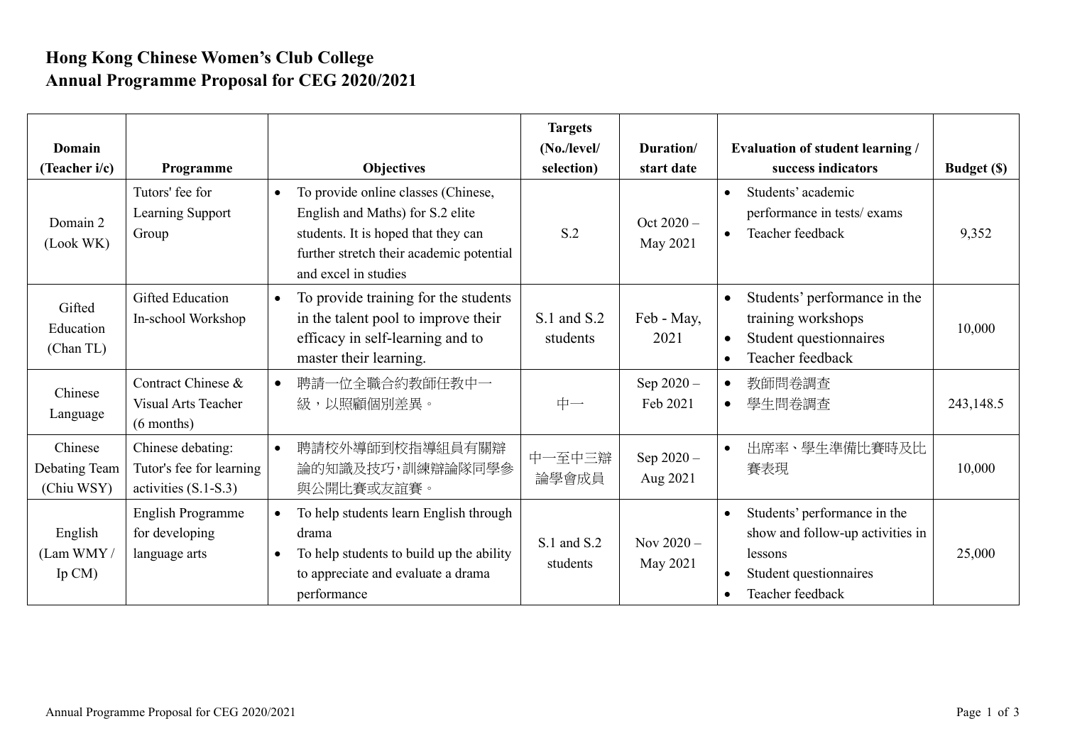# Hong Kong Chinese Women's Club College
# Annual Programme Proposal for CEG 2020/2021

| Domain (Teacher i/c) | Programme | Objectives | Targets (No./level/ selection) | Duration/ start date | Evaluation of student learning / success indicators | Budget ($) |
|---|---|---|---|---|---|---|
| Domain 2 (Look WK) | Tutors' fee for Learning Support Group | • To provide online classes (Chinese, English and Maths) for S.2 elite students. It is hoped that they can further stretch their academic potential and excel in studies | S.2 | Oct 2020 – May 2021 | • Students' academic performance in tests/ exams<br>• Teacher feedback | 9,352 |
| Gifted Education (Chan TL) | Gifted Education In-school Workshop | • To provide training for the students in the talent pool to improve their efficacy in self-learning and to master their learning. | S.1 and S.2 students | Feb - May, 2021 | • Students' performance in the training workshops<br>• Student questionnaires<br>• Teacher feedback | 10,000 |
| Chinese Language | Contract Chinese & Visual Arts Teacher (6 months) | • 聘請一位全職合約教師任教中一級，以照顧個別差異。 | 中一 | Sep 2020 – Feb 2021 | • 教師問卷調查<br>• 學生問卷調查 | 243,148.5 |
| Chinese Debating Team (Chiu WSY) | Chinese debating: Tutor's fee for learning activities (S.1-S.3) | • 聘請校外導師到校指導組員有關辯論的知識及技巧，訓練辯論隊同學參與公開比賽或友誼賽。 | 中一至中三辯論學會成員 | Sep 2020 – Aug 2021 | • 出席率、學生準備比賽時及比賽表現 | 10,000 |
| English (Lam WMY / Ip CM) | English Programme for developing language arts | • To help students learn English through drama<br>• To help students to build up the ability to appreciate and evaluate a drama performance | S.1 and S.2 students | Nov 2020 – May 2021 | • Students' performance in the show and follow-up activities in lessons<br>• Student questionnaires<br>• Teacher feedback | 25,000 |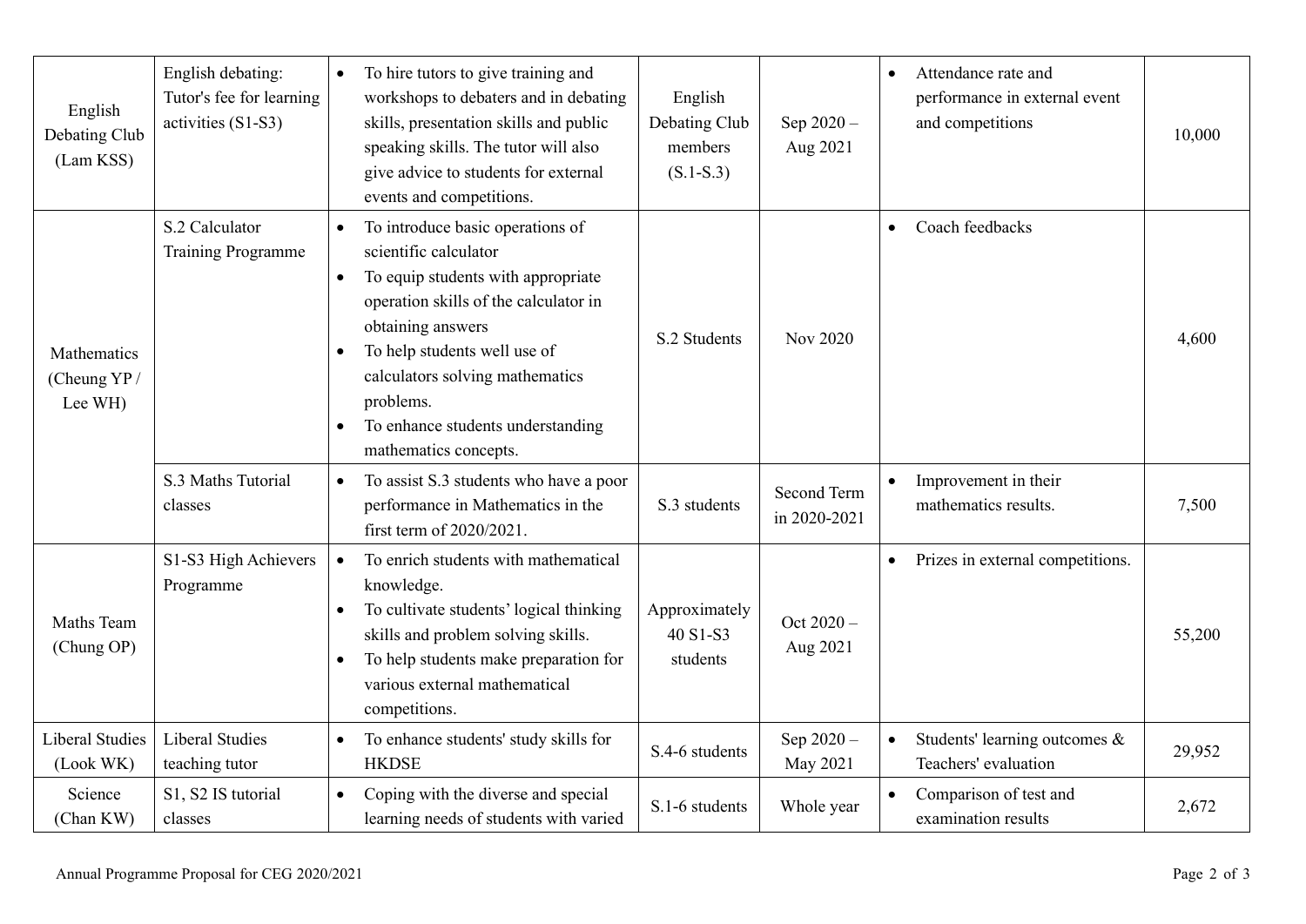| | | | | | | |
|---|---|---|---|---|---|---|
| English Debating Club (Lam KSS) | English debating: Tutor's fee for learning activities (S1-S3) | • To hire tutors to give training and workshops to debaters and in debating skills, presentation skills and public speaking skills. The tutor will also give advice to students for external events and competitions. | English Debating Club members (S.1-S.3) | Sep 2020 – Aug 2021 | • Attendance rate and performance in external event and competitions | 10,000 |
| Mathematics (Cheung YP / Lee WH) | S.2 Calculator Training Programme | • To introduce basic operations of scientific calculator<br>• To equip students with appropriate operation skills of the calculator in obtaining answers<br>• To help students well use of calculators solving mathematics problems.<br>• To enhance students understanding mathematics concepts. | S.2 Students | Nov 2020 | • Coach feedbacks | 4,600 |
| | S.3 Maths Tutorial classes | • To assist S.3 students who have a poor performance in Mathematics in the first term of 2020/2021. | S.3 students | Second Term in 2020-2021 | • Improvement in their mathematics results. | 7,500 |
| Maths Team (Chung OP) | S1-S3 High Achievers Programme | • To enrich students with mathematical knowledge.<br>• To cultivate students' logical thinking skills and problem solving skills.<br>• To help students make preparation for various external mathematical competitions. | Approximately 40 S1-S3 students | Oct 2020 – Aug 2021 | • Prizes in external competitions. | 55,200 |
| Liberal Studies (Look WK) | Liberal Studies teaching tutor | • To enhance students' study skills for HKDSE | S.4-6 students | Sep 2020 – May 2021 | • Students' learning outcomes & Teachers' evaluation | 29,952 |
| Science (Chan KW) | S1, S2 IS tutorial classes | • Coping with the diverse and special learning needs of students with varied | S.1-6 students | Whole year | • Comparison of test and examination results | 2,672 |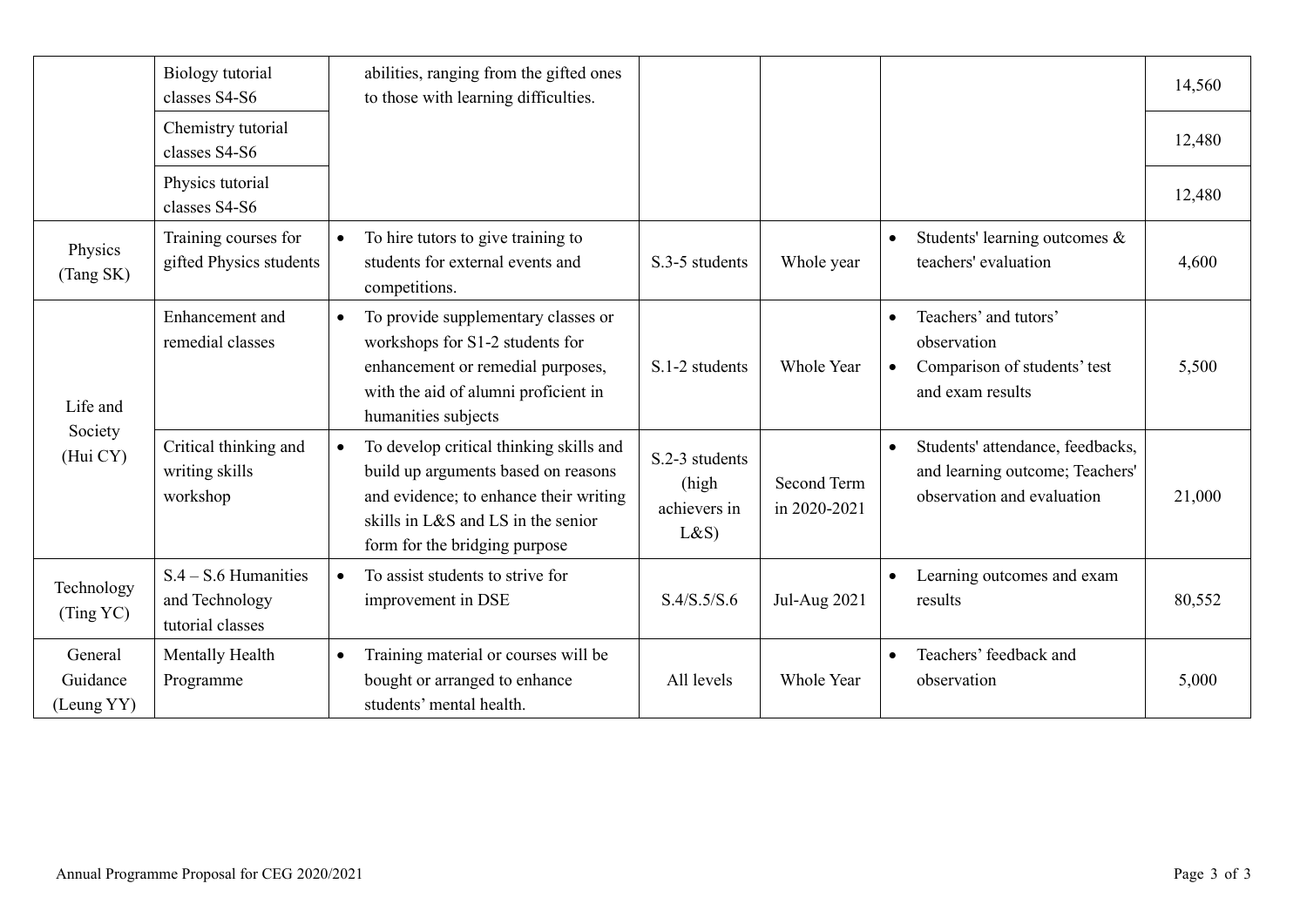| | | | | | | |
|---|---|---|---|---|---|---|
| | Biology tutorial classes S4-S6 | abilities, ranging from the gifted ones to those with learning difficulties. | | | | 14,560 |
| | Chemistry tutorial classes S4-S6 | | | | | 12,480 |
| | Physics tutorial classes S4-S6 | | | | | 12,480 |
| Physics (Tang SK) | Training courses for gifted Physics students | • To hire tutors to give training to students for external events and competitions. | S.3-5 students | Whole year | • Students' learning outcomes & teachers' evaluation | 4,600 |
| Life and Society (Hui CY) | Enhancement and remedial classes | • To provide supplementary classes or workshops for S1-2 students for enhancement or remedial purposes, with the aid of alumni proficient in humanities subjects | S.1-2 students | Whole Year | • Teachers' and tutors' observation<br>• Comparison of students' test and exam results | 5,500 |
| | Critical thinking and writing skills workshop | • To develop critical thinking skills and build up arguments based on reasons and evidence; to enhance their writing skills in L&S and LS in the senior form for the bridging purpose | S.2-3 students (high achievers in L&S) | Second Term in 2020-2021 | • Students' attendance, feedbacks, and learning outcome; Teachers' observation and evaluation | 21,000 |
| Technology (Ting YC) | S.4 – S.6 Humanities and Technology tutorial classes | • To assist students to strive for improvement in DSE | S.4/S.5/S.6 | Jul-Aug 2021 | • Learning outcomes and exam results | 80,552 |
| General Guidance (Leung YY) | Mentally Health Programme | • Training material or courses will be bought or arranged to enhance students' mental health. | All levels | Whole Year | • Teachers' feedback and observation | 5,000 |